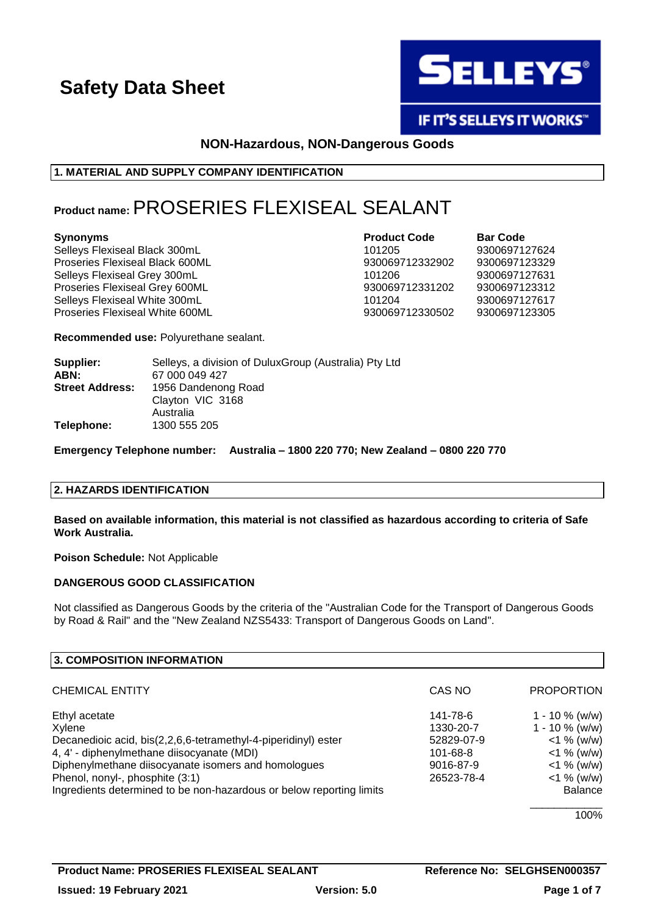# Safety Data Sheet

SELLEYS®

IF IT'S SELLEYS IT WORKS™

**NON-Hazardous, NON-Dangerous Goods**

## 1. MATERIAL AND SUPPLY COMPANY IDENTIFICATION

# Product name: PROSERIES FLEXISEAL SEALANT

| **Synonyms** | **Product Code** | **Bar Code** |
|---|---|---|
| Selleys Flexiseal Black 300mL | 101205 | 9300697127624 |
| Proseries Flexiseal Black 600ML | 930069712332902 | 9300697123329 |
| Selleys Flexiseal Grey 300mL | 101206 | 9300697127631 |
| Proseries Flexiseal Grey 600ML | 930069712331202 | 9300697123312 |
| Selleys Flexiseal White 300mL | 101204 | 9300697127617 |
| Proseries Flexiseal White 600ML | 930069712330502 | 9300697123305 |

**Recommended use:** Polyurethane sealant.

**Supplier:** Selleys, a division of DuluxGroup (Australia) Pty Ltd
**ABN:** 67 000 049 427
**Street Address:** 1956 Dandenong Road
Clayton VIC 3168
Australia
**Telephone:** 1300 555 205

**Emergency Telephone number: Australia – 1800 220 770; New Zealand – 0800 220 770**

## 2. HAZARDS IDENTIFICATION

**Based on available information, this material is not classified as hazardous according to criteria of Safe Work Australia.**

**Poison Schedule:** Not Applicable

**DANGEROUS GOOD CLASSIFICATION**

Not classified as Dangerous Goods by the criteria of the "Australian Code for the Transport of Dangerous Goods by Road & Rail" and the "New Zealand NZS5433: Transport of Dangerous Goods on Land".

## 3. COMPOSITION INFORMATION

| CHEMICAL ENTITY | CAS NO | PROPORTION |
|---|---|---|
| Ethyl acetate | 141-78-6 | 1 - 10 % (w/w) |
| Xylene | 1330-20-7 | 1 - 10 % (w/w) |
| Decanedioic acid, bis(2,2,6,6-tetramethyl-4-piperidinyl) ester | 52829-07-9 | <1 % (w/w) |
| 4, 4' - diphenylmethane diisocyanate (MDI) | 101-68-8 | <1 % (w/w) |
| Diphenylmethane diisocyanate isomers and homologues | 9016-87-9 | <1 % (w/w) |
| Phenol, nonyl-, phosphite (3:1) | 26523-78-4 | <1 % (w/w) |
| Ingredients determined to be non-hazardous or below reporting limits | | Balance |
| | | 100% |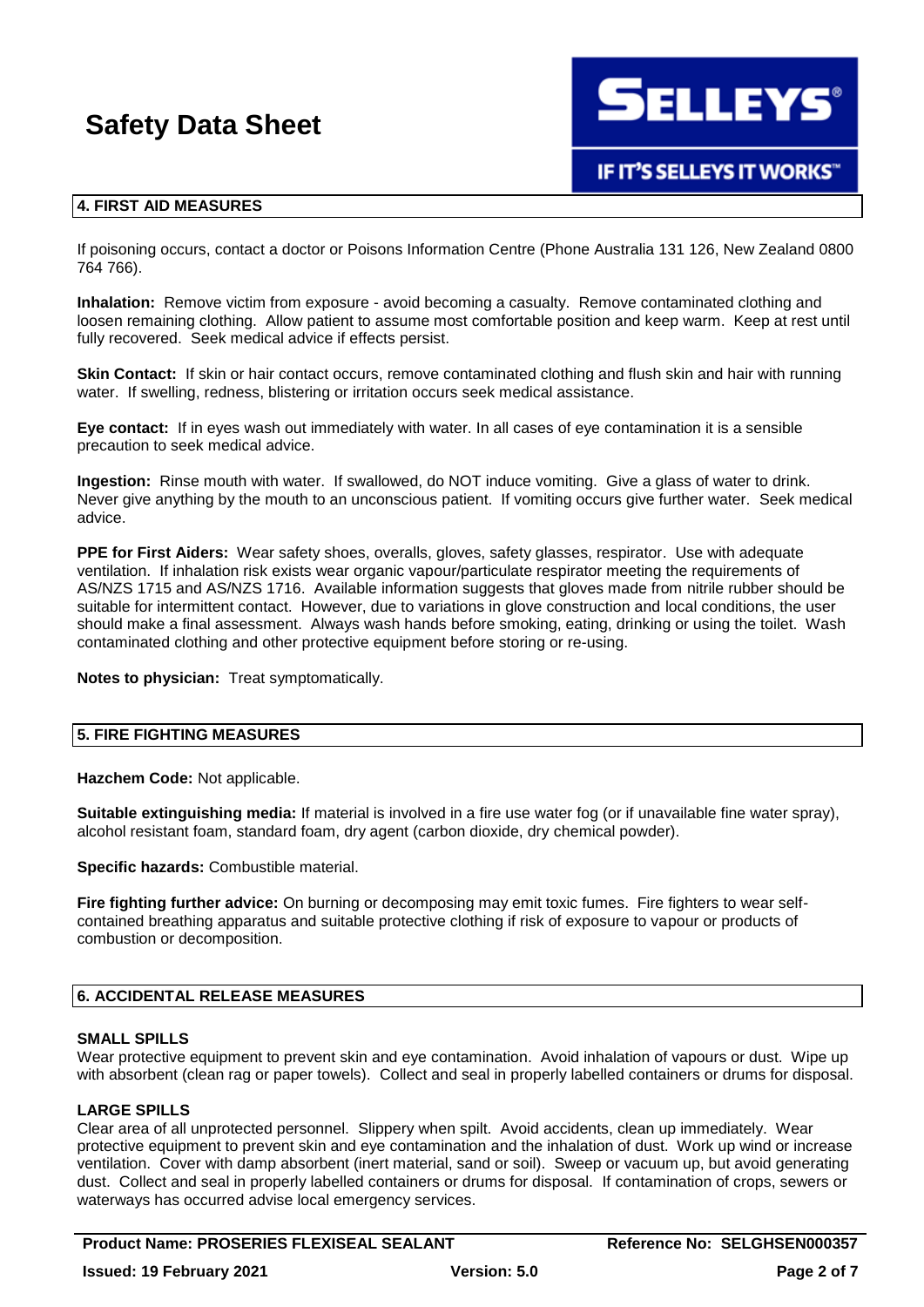## 4. FIRST AID MEASURES

If poisoning occurs, contact a doctor or Poisons Information Centre (Phone Australia 131 126, New Zealand 0800 764 766).

**Inhalation:** Remove victim from exposure - avoid becoming a casualty. Remove contaminated clothing and loosen remaining clothing. Allow patient to assume most comfortable position and keep warm. Keep at rest until fully recovered. Seek medical advice if effects persist.

**Skin Contact:** If skin or hair contact occurs, remove contaminated clothing and flush skin and hair with running water. If swelling, redness, blistering or irritation occurs seek medical assistance.

**Eye contact:** If in eyes wash out immediately with water. In all cases of eye contamination it is a sensible precaution to seek medical advice.

**Ingestion:** Rinse mouth with water. If swallowed, do NOT induce vomiting. Give a glass of water to drink. Never give anything by the mouth to an unconscious patient. If vomiting occurs give further water. Seek medical advice.

**PPE for First Aiders:** Wear safety shoes, overalls, gloves, safety glasses, respirator. Use with adequate ventilation. If inhalation risk exists wear organic vapour/particulate respirator meeting the requirements of AS/NZS 1715 and AS/NZS 1716. Available information suggests that gloves made from nitrile rubber should be suitable for intermittent contact. However, due to variations in glove construction and local conditions, the user should make a final assessment. Always wash hands before smoking, eating, drinking or using the toilet. Wash contaminated clothing and other protective equipment before storing or re-using.

**Notes to physician:** Treat symptomatically.

## 5. FIRE FIGHTING MEASURES

**Hazchem Code:** Not applicable.

**Suitable extinguishing media:** If material is involved in a fire use water fog (or if unavailable fine water spray), alcohol resistant foam, standard foam, dry agent (carbon dioxide, dry chemical powder).

**Specific hazards:** Combustible material.

**Fire fighting further advice:** On burning or decomposing may emit toxic fumes. Fire fighters to wear self-contained breathing apparatus and suitable protective clothing if risk of exposure to vapour or products of combustion or decomposition.

## 6. ACCIDENTAL RELEASE MEASURES

### SMALL SPILLS

Wear protective equipment to prevent skin and eye contamination. Avoid inhalation of vapours or dust. Wipe up with absorbent (clean rag or paper towels). Collect and seal in properly labelled containers or drums for disposal.

### LARGE SPILLS

Clear area of all unprotected personnel. Slippery when spilt. Avoid accidents, clean up immediately. Wear protective equipment to prevent skin and eye contamination and the inhalation of dust. Work up wind or increase ventilation. Cover with damp absorbent (inert material, sand or soil). Sweep or vacuum up, but avoid generating dust. Collect and seal in properly labelled containers or drums for disposal. If contamination of crops, sewers or waterways has occurred advise local emergency services.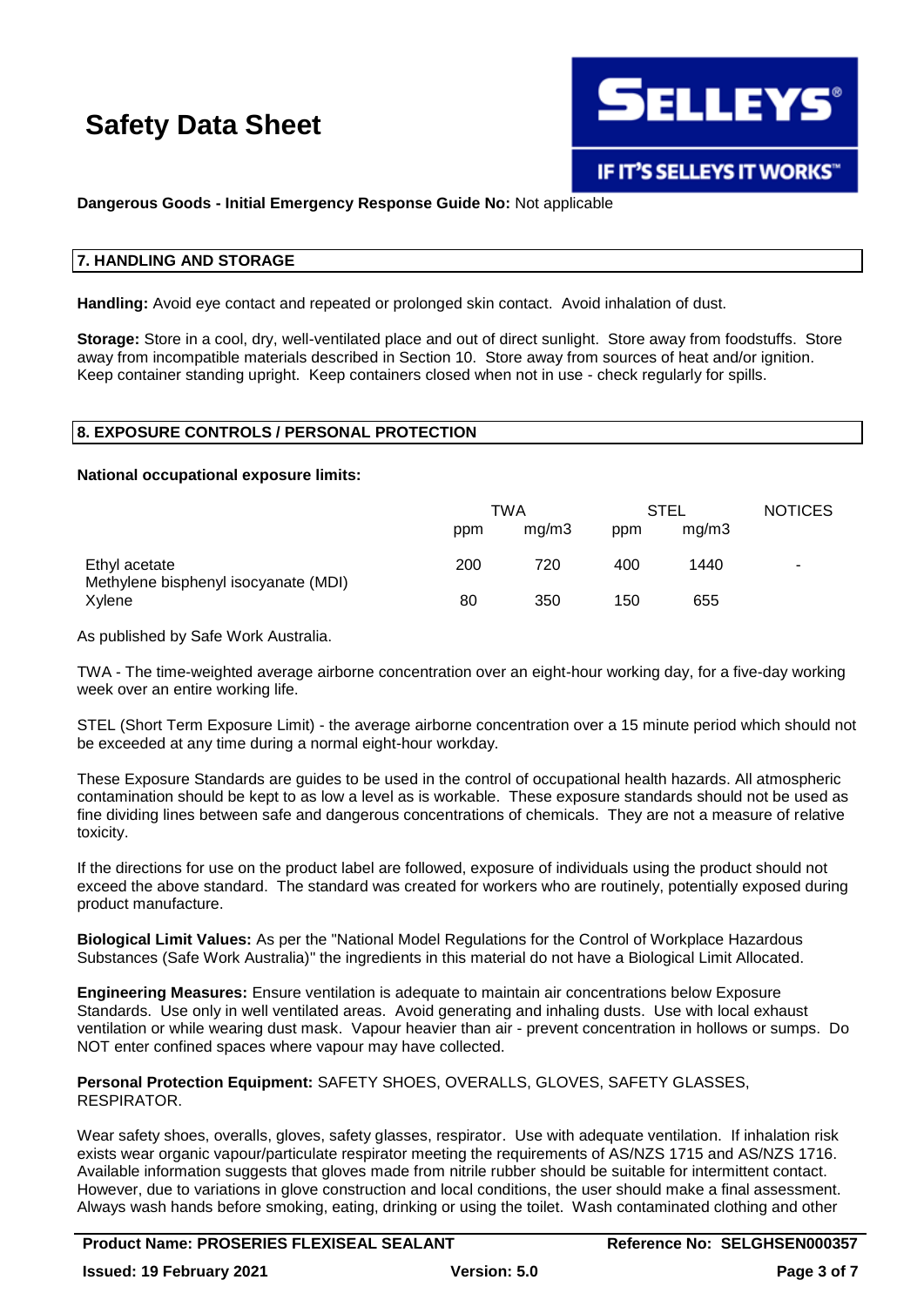**Dangerous Goods - Initial Emergency Response Guide No:** Not applicable

## 7. HANDLING AND STORAGE

**Handling:** Avoid eye contact and repeated or prolonged skin contact. Avoid inhalation of dust.

**Storage:** Store in a cool, dry, well-ventilated place and out of direct sunlight. Store away from foodstuffs. Store away from incompatible materials described in Section 10. Store away from sources of heat and/or ignition. Keep container standing upright. Keep containers closed when not in use - check regularly for spills.

## 8. EXPOSURE CONTROLS / PERSONAL PROTECTION

**National occupational exposure limits:**

| | TWA | | STEL | | NOTICES |
|---|---|---|---|---|---|
| | ppm | mg/m3 | ppm | mg/m3 | |
| Ethyl acetate | 200 | 720 | 400 | 1440 | - |
| Methylene bisphenyl isocyanate (MDI) | | | | | |
| Xylene | 80 | 350 | 150 | 655 | |

As published by Safe Work Australia.

TWA - The time-weighted average airborne concentration over an eight-hour working day, for a five-day working week over an entire working life.

STEL (Short Term Exposure Limit) - the average airborne concentration over a 15 minute period which should not be exceeded at any time during a normal eight-hour workday.

These Exposure Standards are guides to be used in the control of occupational health hazards. All atmospheric contamination should be kept to as low a level as is workable. These exposure standards should not be used as fine dividing lines between safe and dangerous concentrations of chemicals. They are not a measure of relative toxicity.

If the directions for use on the product label are followed, exposure of individuals using the product should not exceed the above standard. The standard was created for workers who are routinely, potentially exposed during product manufacture.

**Biological Limit Values:** As per the "National Model Regulations for the Control of Workplace Hazardous Substances (Safe Work Australia)" the ingredients in this material do not have a Biological Limit Allocated.

**Engineering Measures:** Ensure ventilation is adequate to maintain air concentrations below Exposure Standards. Use only in well ventilated areas. Avoid generating and inhaling dusts. Use with local exhaust ventilation or while wearing dust mask. Vapour heavier than air - prevent concentration in hollows or sumps. Do NOT enter confined spaces where vapour may have collected.

**Personal Protection Equipment:** SAFETY SHOES, OVERALLS, GLOVES, SAFETY GLASSES, RESPIRATOR.

Wear safety shoes, overalls, gloves, safety glasses, respirator. Use with adequate ventilation. If inhalation risk exists wear organic vapour/particulate respirator meeting the requirements of AS/NZS 1715 and AS/NZS 1716. Available information suggests that gloves made from nitrile rubber should be suitable for intermittent contact. However, due to variations in glove construction and local conditions, the user should make a final assessment. Always wash hands before smoking, eating, drinking or using the toilet. Wash contaminated clothing and other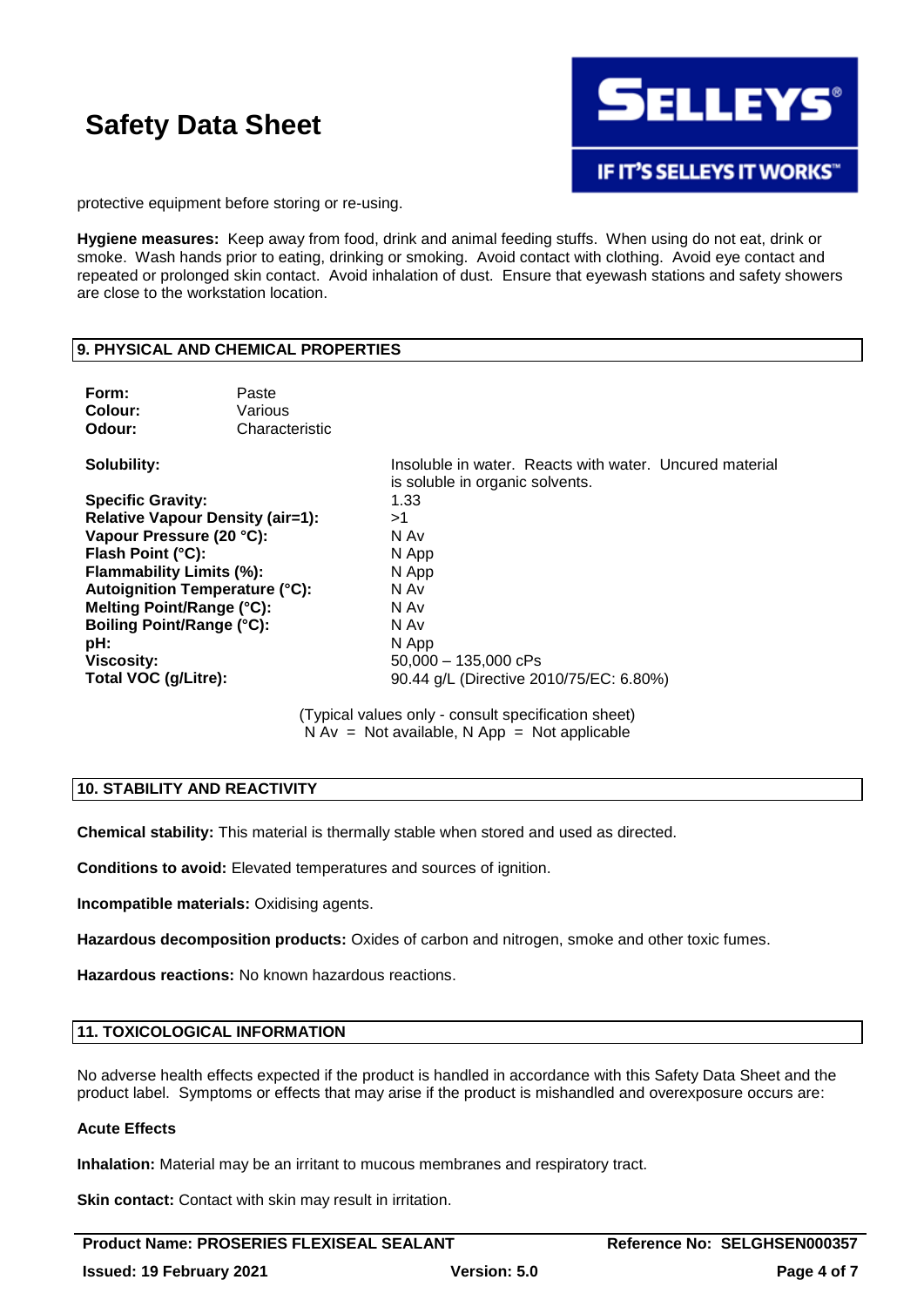protective equipment before storing or re-using.

**Hygiene measures:** Keep away from food, drink and animal feeding stuffs. When using do not eat, drink or smoke. Wash hands prior to eating, drinking or smoking. Avoid contact with clothing. Avoid eye contact and repeated or prolonged skin contact. Avoid inhalation of dust. Ensure that eyewash stations and safety showers are close to the workstation location.

## 9. PHYSICAL AND CHEMICAL PROPERTIES

**Form:** Paste
**Colour:** Various
**Odour:** Characteristic

| | |
|---|---|
| **Solubility:** | Insoluble in water. Reacts with water. Uncured material is soluble in organic solvents. |
| **Specific Gravity:** | 1.33 |
| **Relative Vapour Density (air=1):** | >1 |
| **Vapour Pressure (20 °C):** | N Av |
| **Flash Point (°C):** | N App |
| **Flammability Limits (%):** | N App |
| **Autoignition Temperature (°C):** | N Av |
| **Melting Point/Range (°C):** | N Av |
| **Boiling Point/Range (°C):** | N Av |
| **pH:** | N App |
| **Viscosity:** | 50,000 – 135,000 cPs |
| **Total VOC (g/Litre):** | 90.44 g/L (Directive 2010/75/EC: 6.80%) |

(Typical values only - consult specification sheet)
N Av = Not available, N App = Not applicable

## 10. STABILITY AND REACTIVITY

**Chemical stability:** This material is thermally stable when stored and used as directed.

**Conditions to avoid:** Elevated temperatures and sources of ignition.

**Incompatible materials:** Oxidising agents.

**Hazardous decomposition products:** Oxides of carbon and nitrogen, smoke and other toxic fumes.

**Hazardous reactions:** No known hazardous reactions.

## 11. TOXICOLOGICAL INFORMATION

No adverse health effects expected if the product is handled in accordance with this Safety Data Sheet and the product label. Symptoms or effects that may arise if the product is mishandled and overexposure occurs are:

### Acute Effects

**Inhalation:** Material may be an irritant to mucous membranes and respiratory tract.

**Skin contact:** Contact with skin may result in irritation.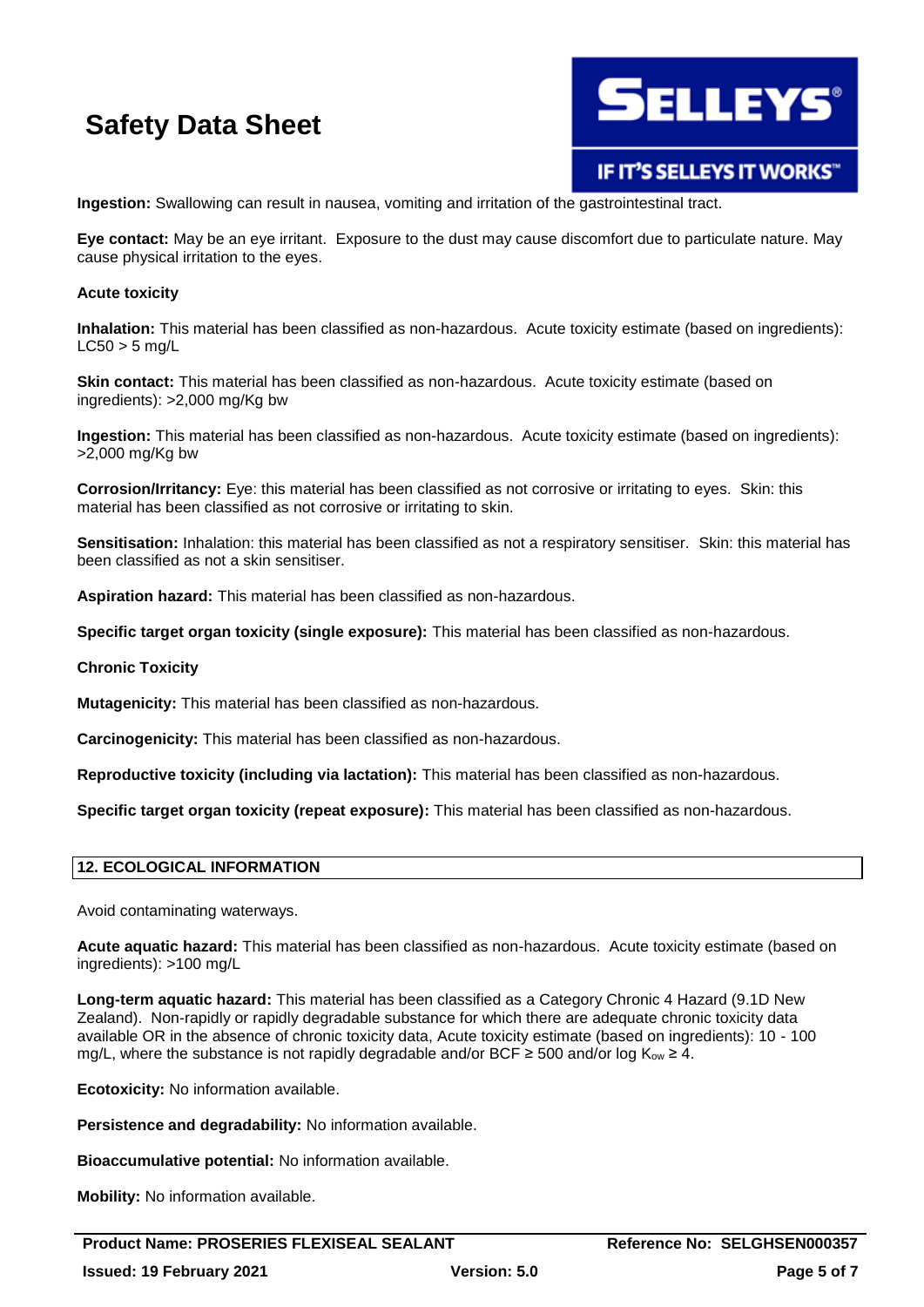**Ingestion:** Swallowing can result in nausea, vomiting and irritation of the gastrointestinal tract.

**Eye contact:** May be an eye irritant. Exposure to the dust may cause discomfort due to particulate nature. May cause physical irritation to the eyes.

**Acute toxicity**

**Inhalation:** This material has been classified as non-hazardous. Acute toxicity estimate (based on ingredients): LC50 > 5 mg/L

**Skin contact:** This material has been classified as non-hazardous. Acute toxicity estimate (based on ingredients): >2,000 mg/Kg bw

**Ingestion:** This material has been classified as non-hazardous. Acute toxicity estimate (based on ingredients): >2,000 mg/Kg bw

**Corrosion/Irritancy:** Eye: this material has been classified as not corrosive or irritating to eyes. Skin: this material has been classified as not corrosive or irritating to skin.

**Sensitisation:** Inhalation: this material has been classified as not a respiratory sensitiser. Skin: this material has been classified as not a skin sensitiser.

**Aspiration hazard:** This material has been classified as non-hazardous.

**Specific target organ toxicity (single exposure):** This material has been classified as non-hazardous.

**Chronic Toxicity**

**Mutagenicity:** This material has been classified as non-hazardous.

**Carcinogenicity:** This material has been classified as non-hazardous.

**Reproductive toxicity (including via lactation):** This material has been classified as non-hazardous.

**Specific target organ toxicity (repeat exposure):** This material has been classified as non-hazardous.

## 12. ECOLOGICAL INFORMATION

Avoid contaminating waterways.

**Acute aquatic hazard:** This material has been classified as non-hazardous. Acute toxicity estimate (based on ingredients): >100 mg/L

**Long-term aquatic hazard:** This material has been classified as a Category Chronic 4 Hazard (9.1D New Zealand). Non-rapidly or rapidly degradable substance for which there are adequate chronic toxicity data available OR in the absence of chronic toxicity data, Acute toxicity estimate (based on ingredients): 10 - 100 mg/L, where the substance is not rapidly degradable and/or BCF ≥ 500 and/or log $K_{ow}$ ≥ 4.

**Ecotoxicity:** No information available.

**Persistence and degradability:** No information available.

**Bioaccumulative potential:** No information available.

**Mobility:** No information available.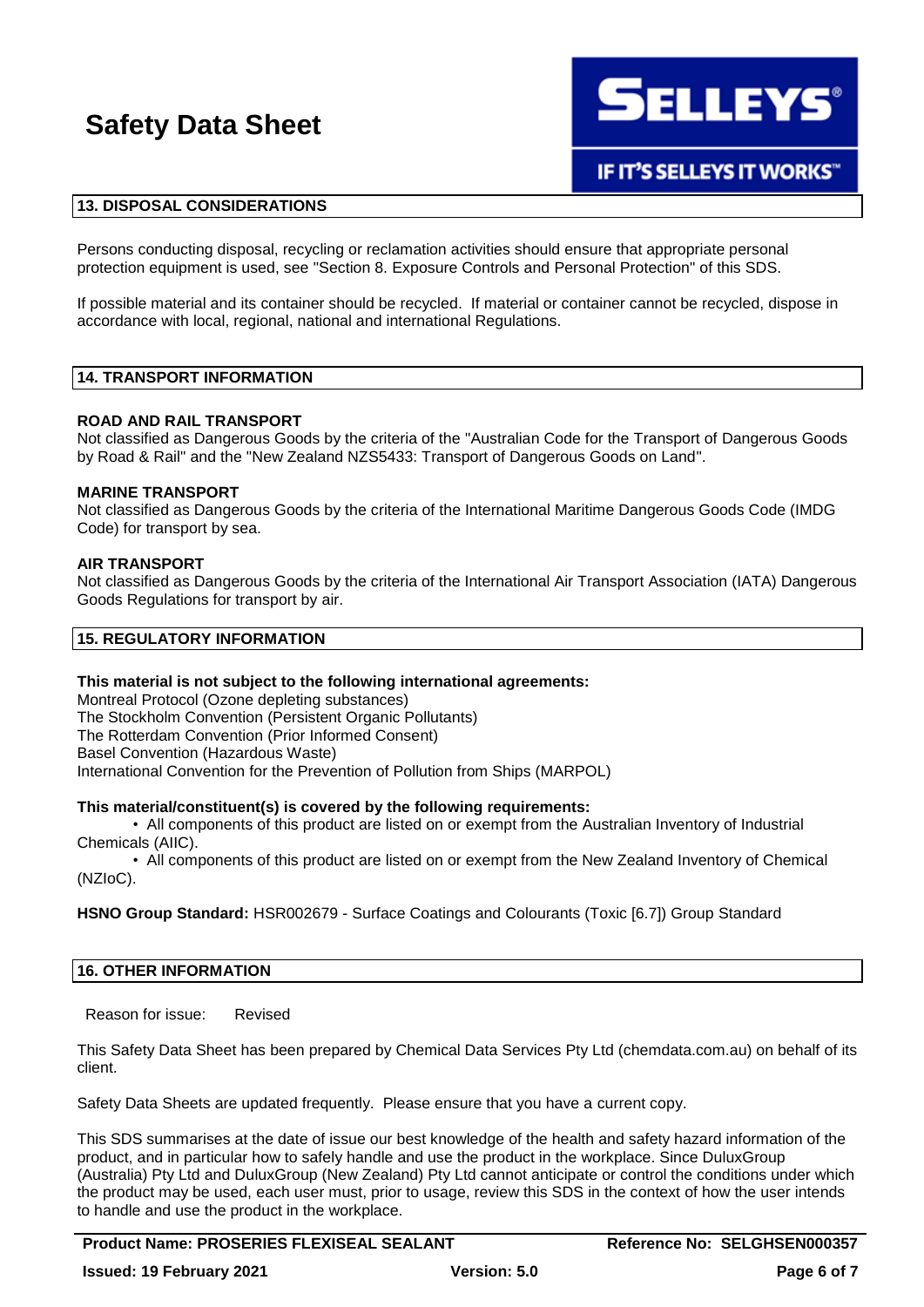## 13. DISPOSAL CONSIDERATIONS

Persons conducting disposal, recycling or reclamation activities should ensure that appropriate personal protection equipment is used, see "Section 8. Exposure Controls and Personal Protection" of this SDS.

If possible material and its container should be recycled. If material or container cannot be recycled, dispose in accordance with local, regional, national and international Regulations.

## 14. TRANSPORT INFORMATION

**ROAD AND RAIL TRANSPORT**
Not classified as Dangerous Goods by the criteria of the "Australian Code for the Transport of Dangerous Goods by Road & Rail" and the "New Zealand NZS5433: Transport of Dangerous Goods on Land".

**MARINE TRANSPORT**
Not classified as Dangerous Goods by the criteria of the International Maritime Dangerous Goods Code (IMDG Code) for transport by sea.

**AIR TRANSPORT**
Not classified as Dangerous Goods by the criteria of the International Air Transport Association (IATA) Dangerous Goods Regulations for transport by air.

## 15. REGULATORY INFORMATION

**This material is not subject to the following international agreements:**
Montreal Protocol (Ozone depleting substances)
The Stockholm Convention (Persistent Organic Pollutants)
The Rotterdam Convention (Prior Informed Consent)
Basel Convention (Hazardous Waste)
International Convention for the Prevention of Pollution from Ships (MARPOL)

**This material/constituent(s) is covered by the following requirements:**

- All components of this product are listed on or exempt from the Australian Inventory of Industrial Chemicals (AIIC).
- All components of this product are listed on or exempt from the New Zealand Inventory of Chemical (NZIoC).

**HSNO Group Standard:** HSR002679 - Surface Coatings and Colourants (Toxic [6.7]) Group Standard

## 16. OTHER INFORMATION

Reason for issue: Revised

This Safety Data Sheet has been prepared by Chemical Data Services Pty Ltd (chemdata.com.au) on behalf of its client.

Safety Data Sheets are updated frequently. Please ensure that you have a current copy.

This SDS summarises at the date of issue our best knowledge of the health and safety hazard information of the product, and in particular how to safely handle and use the product in the workplace. Since DuluxGroup (Australia) Pty Ltd and DuluxGroup (New Zealand) Pty Ltd cannot anticipate or control the conditions under which the product may be used, each user must, prior to usage, review this SDS in the context of how the user intends to handle and use the product in the workplace.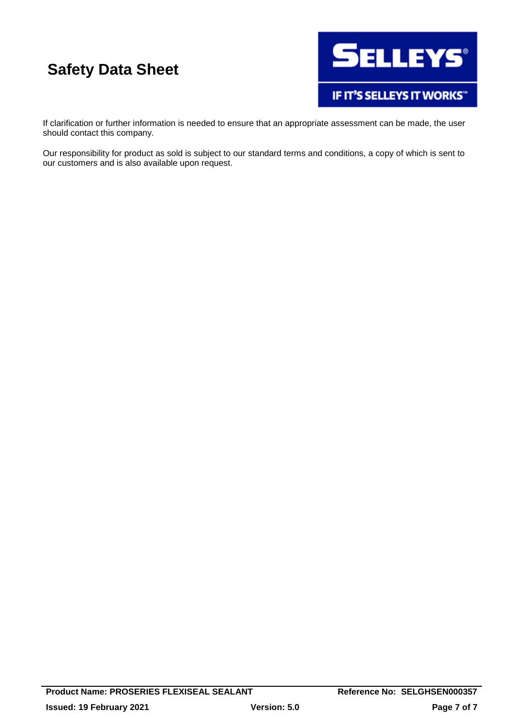If clarification or further information is needed to ensure that an appropriate assessment can be made, the user should contact this company.

Our responsibility for product as sold is subject to our standard terms and conditions, a copy of which is sent to our customers and is also available upon request.